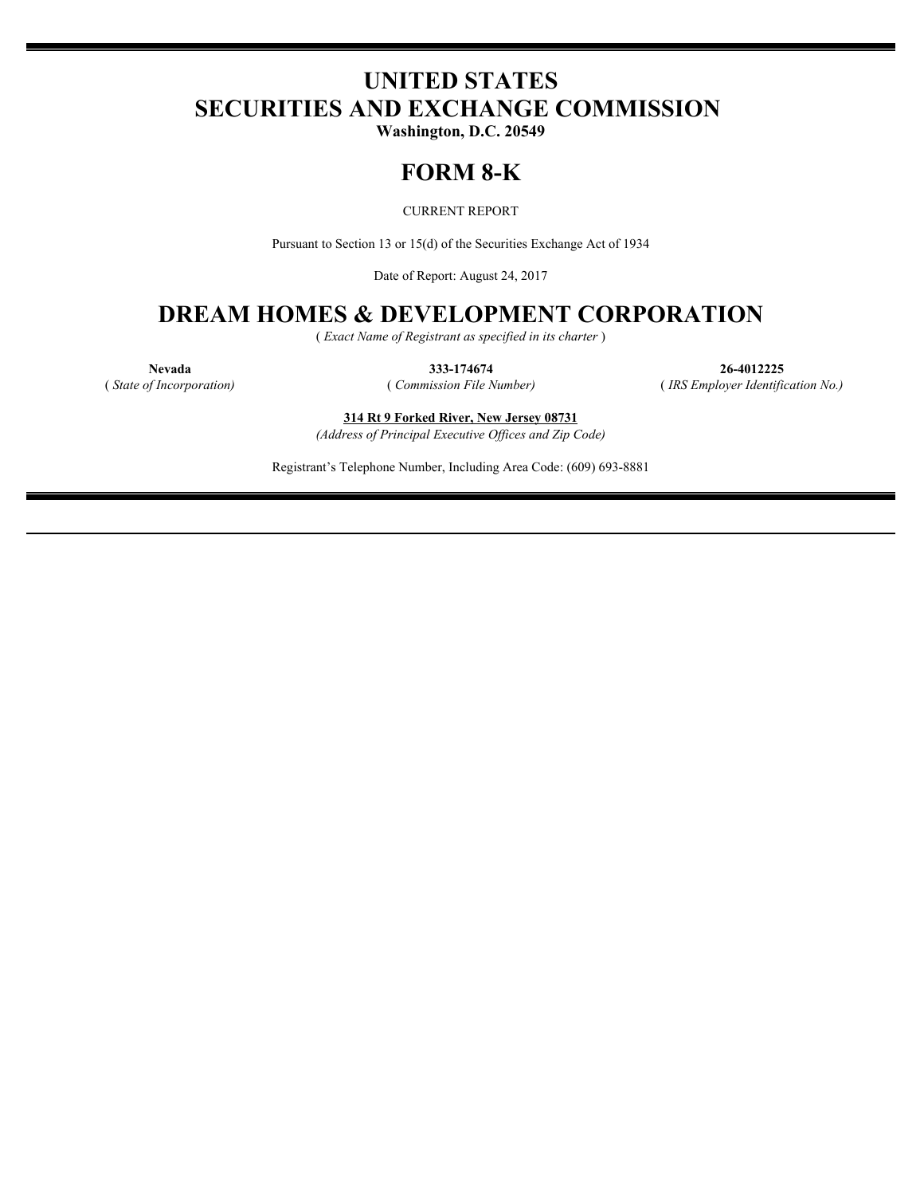# UNITED STATES
# SECURITIES AND EXCHANGE COMMISSION

**Washington, D.C. 20549**

# FORM 8-K

CURRENT REPORT

Pursuant to Section 13 or 15(d) of the Securities Exchange Act of 1934

Date of Report: August 24, 2017

# DREAM HOMES & DEVELOPMENT CORPORATION

( *Exact Name of Registrant as specified in its charter* )

| **Nevada** | **333-174674** | **26-4012225** |
|---|---|---|
| ( *State of Incorporation)* | ( *Commission File Number)* | ( *IRS Employer Identification No.)* |

**314 Rt 9 Forked River, New Jersey 08731**

*(Address of Principal Executive Offices and Zip Code)*

Registrant's Telephone Number, Including Area Code: (609) 693-8881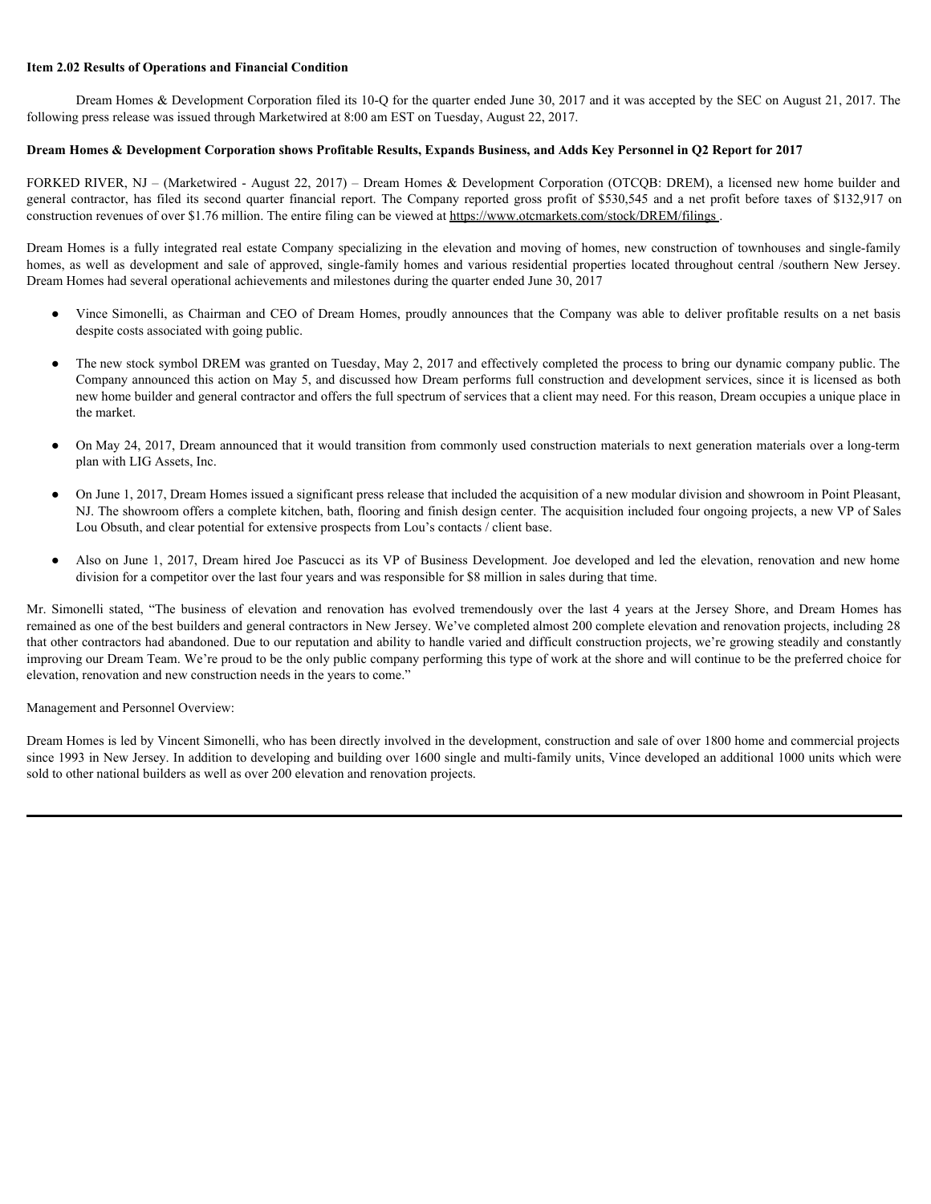**Item 2.02 Results of Operations and Financial Condition**

Dream Homes & Development Corporation filed its 10-Q for the quarter ended June 30, 2017 and it was accepted by the SEC on August 21, 2017. The following press release was issued through Marketwired at 8:00 am EST on Tuesday, August 22, 2017.

**Dream Homes & Development Corporation shows Profitable Results, Expands Business, and Adds Key Personnel in Q2 Report for 2017**

FORKED RIVER, NJ – (Marketwired - August 22, 2017) – Dream Homes & Development Corporation (OTCQB: DREM), a licensed new home builder and general contractor, has filed its second quarter financial report. The Company reported gross profit of $530,545 and a net profit before taxes of $132,917 on construction revenues of over $1.76 million. The entire filing can be viewed at https://www.otcmarkets.com/stock/DREM/filings .

Dream Homes is a fully integrated real estate Company specializing in the elevation and moving of homes, new construction of townhouses and single-family homes, as well as development and sale of approved, single-family homes and various residential properties located throughout central /southern New Jersey. Dream Homes had several operational achievements and milestones during the quarter ended June 30, 2017

- Vince Simonelli, as Chairman and CEO of Dream Homes, proudly announces that the Company was able to deliver profitable results on a net basis despite costs associated with going public.
- The new stock symbol DREM was granted on Tuesday, May 2, 2017 and effectively completed the process to bring our dynamic company public. The Company announced this action on May 5, and discussed how Dream performs full construction and development services, since it is licensed as both new home builder and general contractor and offers the full spectrum of services that a client may need. For this reason, Dream occupies a unique place in the market.
- On May 24, 2017, Dream announced that it would transition from commonly used construction materials to next generation materials over a long-term plan with LIG Assets, Inc.
- On June 1, 2017, Dream Homes issued a significant press release that included the acquisition of a new modular division and showroom in Point Pleasant, NJ. The showroom offers a complete kitchen, bath, flooring and finish design center. The acquisition included four ongoing projects, a new VP of Sales Lou Obsuth, and clear potential for extensive prospects from Lou's contacts / client base.
- Also on June 1, 2017, Dream hired Joe Pascucci as its VP of Business Development. Joe developed and led the elevation, renovation and new home division for a competitor over the last four years and was responsible for $8 million in sales during that time.

Mr. Simonelli stated, "The business of elevation and renovation has evolved tremendously over the last 4 years at the Jersey Shore, and Dream Homes has remained as one of the best builders and general contractors in New Jersey. We've completed almost 200 complete elevation and renovation projects, including 28 that other contractors had abandoned. Due to our reputation and ability to handle varied and difficult construction projects, we're growing steadily and constantly improving our Dream Team. We're proud to be the only public company performing this type of work at the shore and will continue to be the preferred choice for elevation, renovation and new construction needs in the years to come."

Management and Personnel Overview:

Dream Homes is led by Vincent Simonelli, who has been directly involved in the development, construction and sale of over 1800 home and commercial projects since 1993 in New Jersey. In addition to developing and building over 1600 single and multi-family units, Vince developed an additional 1000 units which were sold to other national builders as well as over 200 elevation and renovation projects.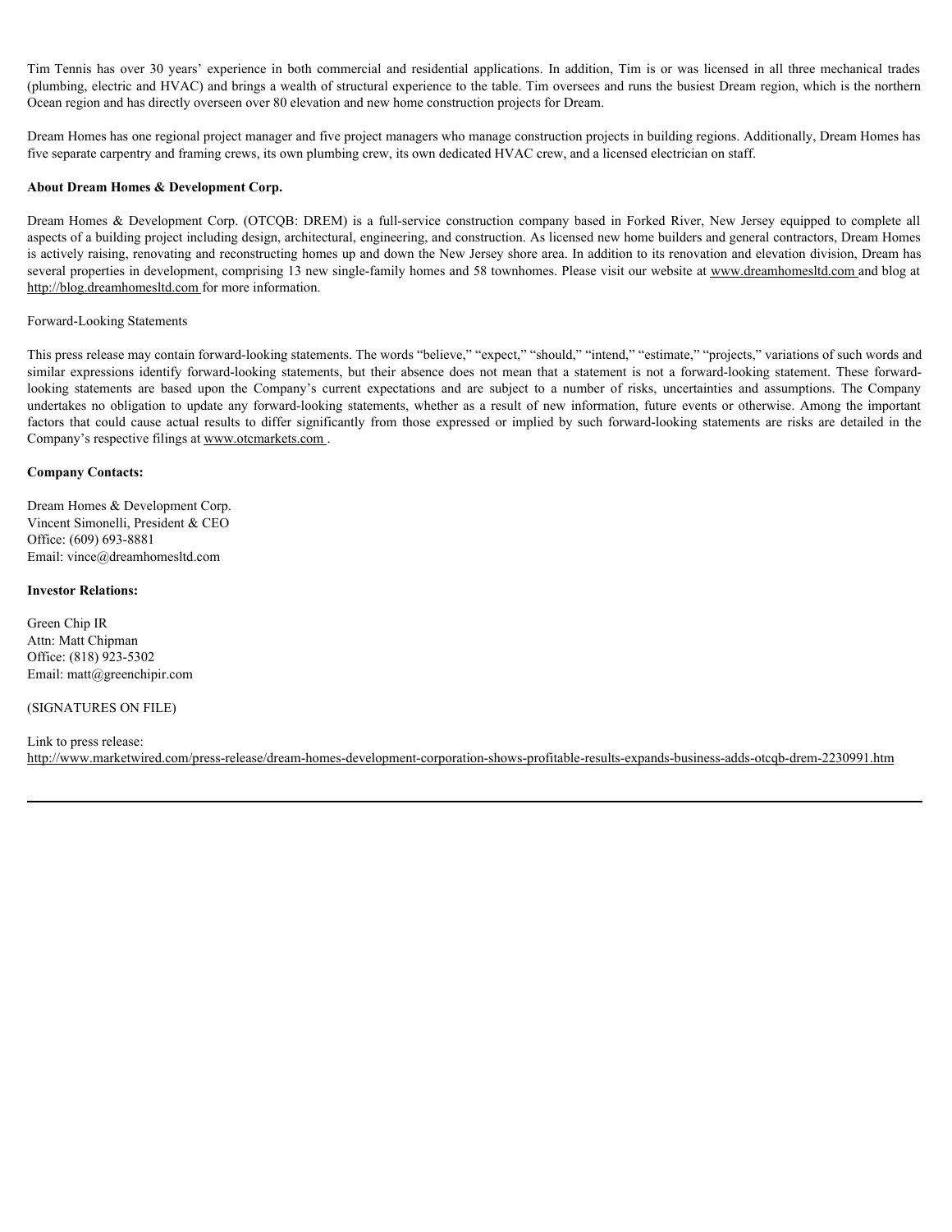Tim Tennis has over 30 years' experience in both commercial and residential applications. In addition, Tim is or was licensed in all three mechanical trades (plumbing, electric and HVAC) and brings a wealth of structural experience to the table. Tim oversees and runs the busiest Dream region, which is the northern Ocean region and has directly overseen over 80 elevation and new home construction projects for Dream.

Dream Homes has one regional project manager and five project managers who manage construction projects in building regions. Additionally, Dream Homes has five separate carpentry and framing crews, its own plumbing crew, its own dedicated HVAC crew, and a licensed electrician on staff.

**About Dream Homes & Development Corp.**

Dream Homes & Development Corp. (OTCQB: DREM) is a full-service construction company based in Forked River, New Jersey equipped to complete all aspects of a building project including design, architectural, engineering, and construction. As licensed new home builders and general contractors, Dream Homes is actively raising, renovating and reconstructing homes up and down the New Jersey shore area. In addition to its renovation and elevation division, Dream has several properties in development, comprising 13 new single-family homes and 58 townhomes. Please visit our website at www.dreamhomesltd.com and blog at http://blog.dreamhomesltd.com for more information.

Forward-Looking Statements

This press release may contain forward-looking statements. The words "believe," "expect," "should," "intend," "estimate," "projects," variations of such words and similar expressions identify forward-looking statements, but their absence does not mean that a statement is not a forward-looking statement. These forward-looking statements are based upon the Company's current expectations and are subject to a number of risks, uncertainties and assumptions. The Company undertakes no obligation to update any forward-looking statements, whether as a result of new information, future events or otherwise. Among the important factors that could cause actual results to differ significantly from those expressed or implied by such forward-looking statements are risks are detailed in the Company's respective filings at www.otcmarkets.com .

**Company Contacts:**

Dream Homes & Development Corp.
Vincent Simonelli, President & CEO
Office: (609) 693-8881
Email: vince@dreamhomesltd.com

**Investor Relations:**

Green Chip IR
Attn: Matt Chipman
Office: (818) 923-5302
Email: matt@greenchipir.com

(SIGNATURES ON FILE)

Link to press release:
http://www.marketwired.com/press-release/dream-homes-development-corporation-shows-profitable-results-expands-business-adds-otcqb-drem-2230991.htm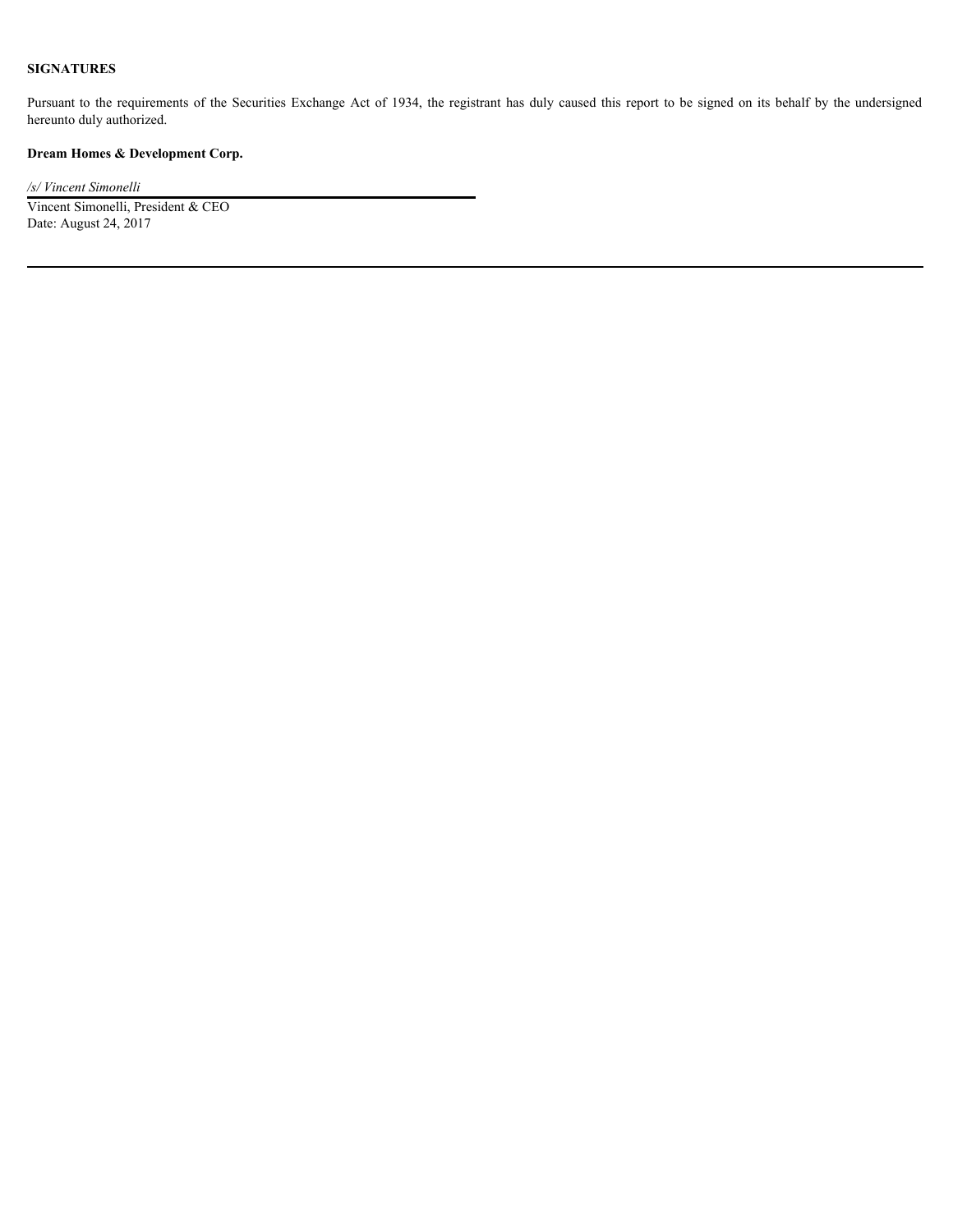**SIGNATURES**

Pursuant to the requirements of the Securities Exchange Act of 1934, the registrant has duly caused this report to be signed on its behalf by the undersigned hereunto duly authorized.

**Dream Homes & Development Corp.**

*/s/ Vincent Simonelli*

Vincent Simonelli, President & CEO
Date: August 24, 2017